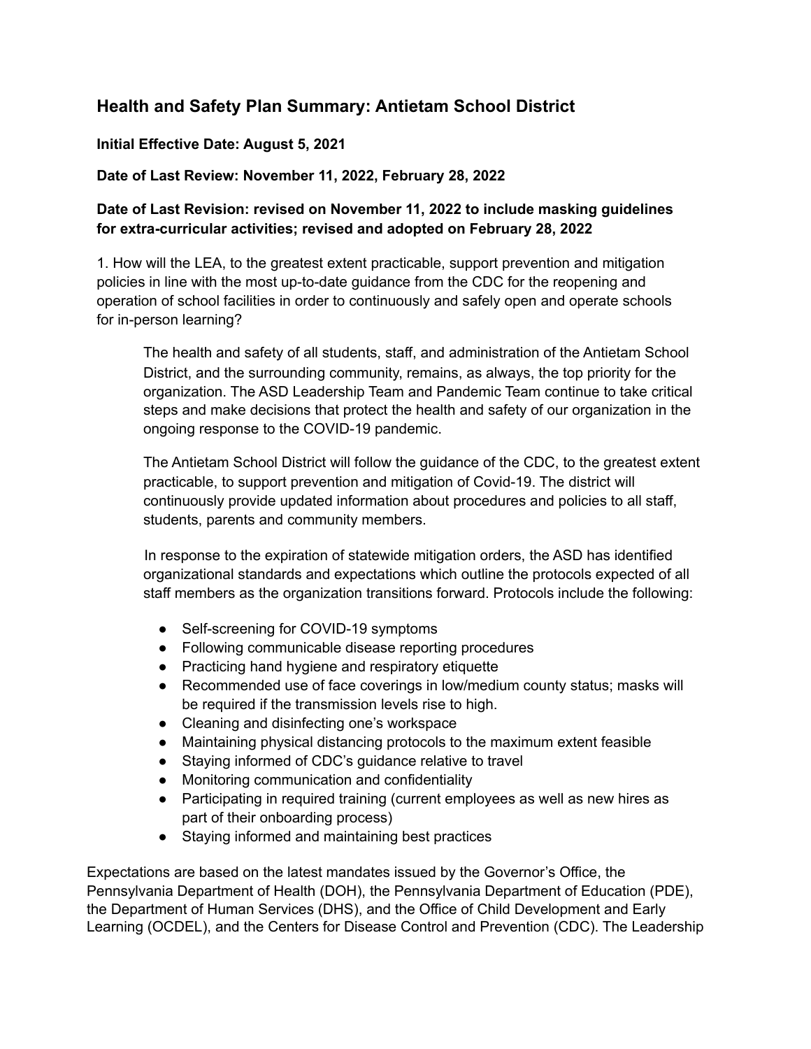## Health and Safety Plan Summary: Antietam School District

**Initial Effective Date: August 5, 2021**

**Date of Last Review: November 11, 2022, February 28, 2022**

**Date of Last Revision: revised on November 11, 2022 to include masking guidelines for extra-curricular activities; revised and adopted on February 28, 2022**

1. How will the LEA, to the greatest extent practicable, support prevention and mitigation policies in line with the most up-to-date guidance from the CDC for the reopening and operation of school facilities in order to continuously and safely open and operate schools for in-person learning?

The health and safety of all students, staff, and administration of the Antietam School District, and the surrounding community, remains, as always, the top priority for the organization. The ASD Leadership Team and Pandemic Team continue to take critical steps and make decisions that protect the health and safety of our organization in the ongoing response to the COVID-19 pandemic.

The Antietam School District will follow the guidance of the CDC, to the greatest extent practicable, to support prevention and mitigation of Covid-19. The district will continuously provide updated information about procedures and policies to all staff, students, parents and community members.

In response to the expiration of statewide mitigation orders, the ASD has identified organizational standards and expectations which outline the protocols expected of all staff members as the organization transitions forward. Protocols include the following:

- Self-screening for COVID-19 symptoms
- Following communicable disease reporting procedures
- Practicing hand hygiene and respiratory etiquette
- Recommended use of face coverings in low/medium county status; masks will be required if the transmission levels rise to high.
- Cleaning and disinfecting one's workspace
- Maintaining physical distancing protocols to the maximum extent feasible
- Staying informed of CDC's guidance relative to travel
- Monitoring communication and confidentiality
- Participating in required training (current employees as well as new hires as part of their onboarding process)
- Staying informed and maintaining best practices

Expectations are based on the latest mandates issued by the Governor's Office, the Pennsylvania Department of Health (DOH), the Pennsylvania Department of Education (PDE), the Department of Human Services (DHS), and the Office of Child Development and Early Learning (OCDEL), and the Centers for Disease Control and Prevention (CDC). The Leadership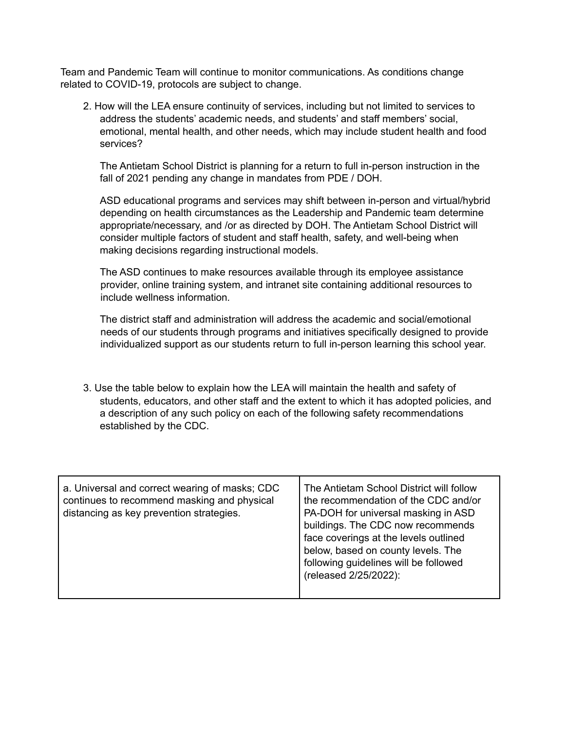Team and Pandemic Team will continue to monitor communications. As conditions change related to COVID-19, protocols are subject to change.

2. How will the LEA ensure continuity of services, including but not limited to services to address the students' academic needs, and students' and staff members' social, emotional, mental health, and other needs, which may include student health and food services?

   The Antietam School District is planning for a return to full in-person instruction in the fall of 2021 pending any change in mandates from PDE / DOH.

   ASD educational programs and services may shift between in-person and virtual/hybrid depending on health circumstances as the Leadership and Pandemic team determine appropriate/necessary, and /or as directed by DOH. The Antietam School District will consider multiple factors of student and staff health, safety, and well-being when making decisions regarding instructional models.

   The ASD continues to make resources available through its employee assistance provider, online training system, and intranet site containing additional resources to include wellness information.

   The district staff and administration will address the academic and social/emotional needs of our students through programs and initiatives specifically designed to provide individualized support as our students return to full in-person learning this school year.

3. Use the table below to explain how the LEA will maintain the health and safety of students, educators, and other staff and the extent to which it has adopted policies, and a description of any such policy on each of the following safety recommendations established by the CDC.

| | |
|---|---|
| a. Universal and correct wearing of masks; CDC continues to recommend masking and physical distancing as key prevention strategies. | The Antietam School District will follow the recommendation of the CDC and/or PA-DOH for universal masking in ASD buildings. The CDC now recommends face coverings at the levels outlined below, based on county levels. The following guidelines will be followed (released 2/25/2022): |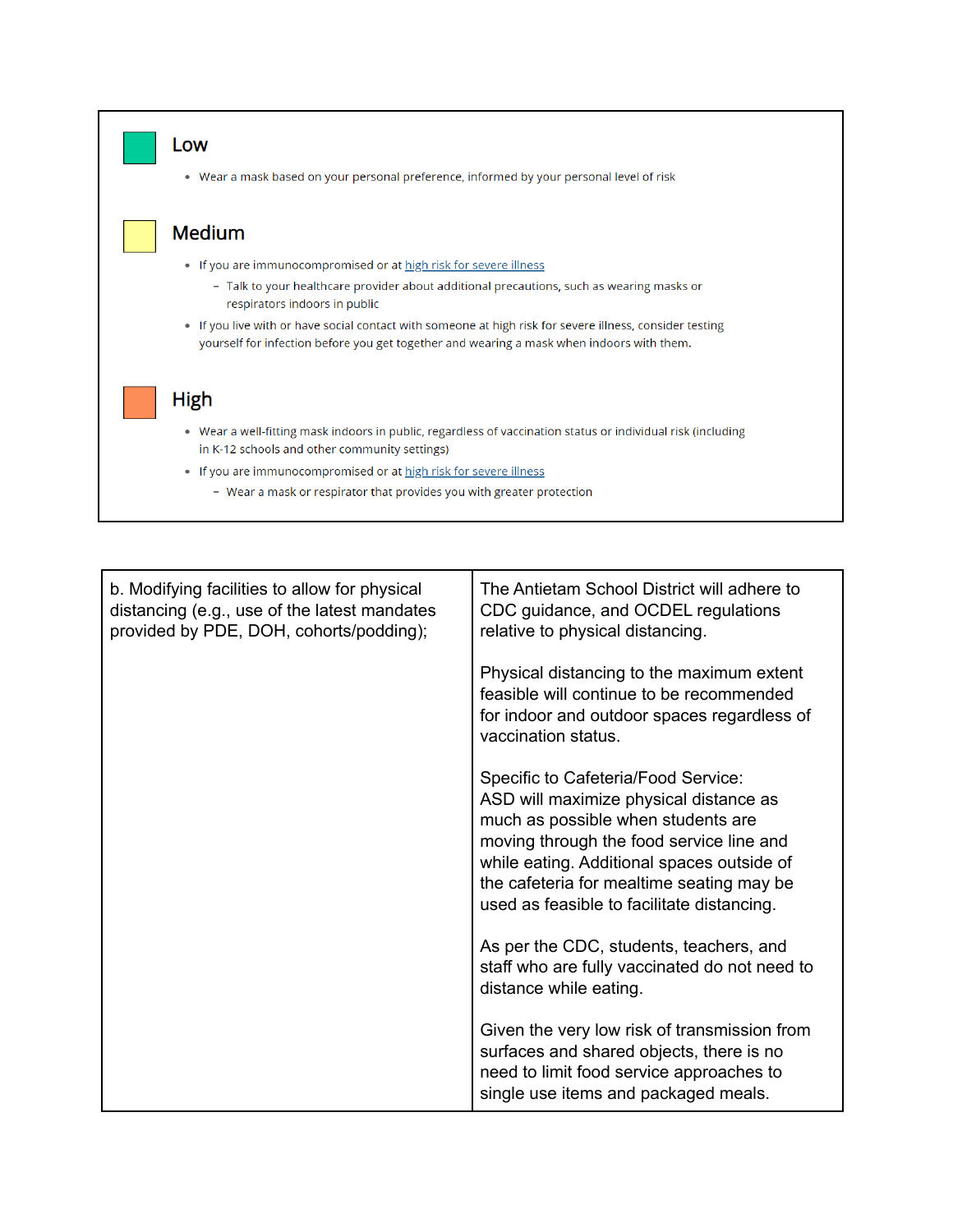### Low

- Wear a mask based on your personal preference, informed by your personal level of risk

### Medium

- If you are immunocompromised or at high risk for severe illness
  - Talk to your healthcare provider about additional precautions, such as wearing masks or respirators indoors in public
- If you live with or have social contact with someone at high risk for severe illness, consider testing yourself for infection before you get together and wearing a mask when indoors with them.

### High

- Wear a well-fitting mask indoors in public, regardless of vaccination status or individual risk (including in K-12 schools and other community settings)
- If you are immunocompromised or at high risk for severe illness
  - Wear a mask or respirator that provides you with greater protection

| | |
|---|---|
| b. Modifying facilities to allow for physical distancing (e.g., use of the latest mandates provided by PDE, DOH, cohorts/podding); | The Antietam School District will adhere to CDC guidance, and OCDEL regulations relative to physical distancing.<br><br>Physical distancing to the maximum extent feasible will continue to be recommended for indoor and outdoor spaces regardless of vaccination status.<br><br>Specific to Cafeteria/Food Service:<br>ASD will maximize physical distance as much as possible when students are moving through the food service line and while eating. Additional spaces outside of the cafeteria for mealtime seating may be used as feasible to facilitate distancing.<br><br>As per the CDC, students, teachers, and staff who are fully vaccinated do not need to distance while eating.<br><br>Given the very low risk of transmission from surfaces and shared objects, there is no need to limit food service approaches to single use items and packaged meals. |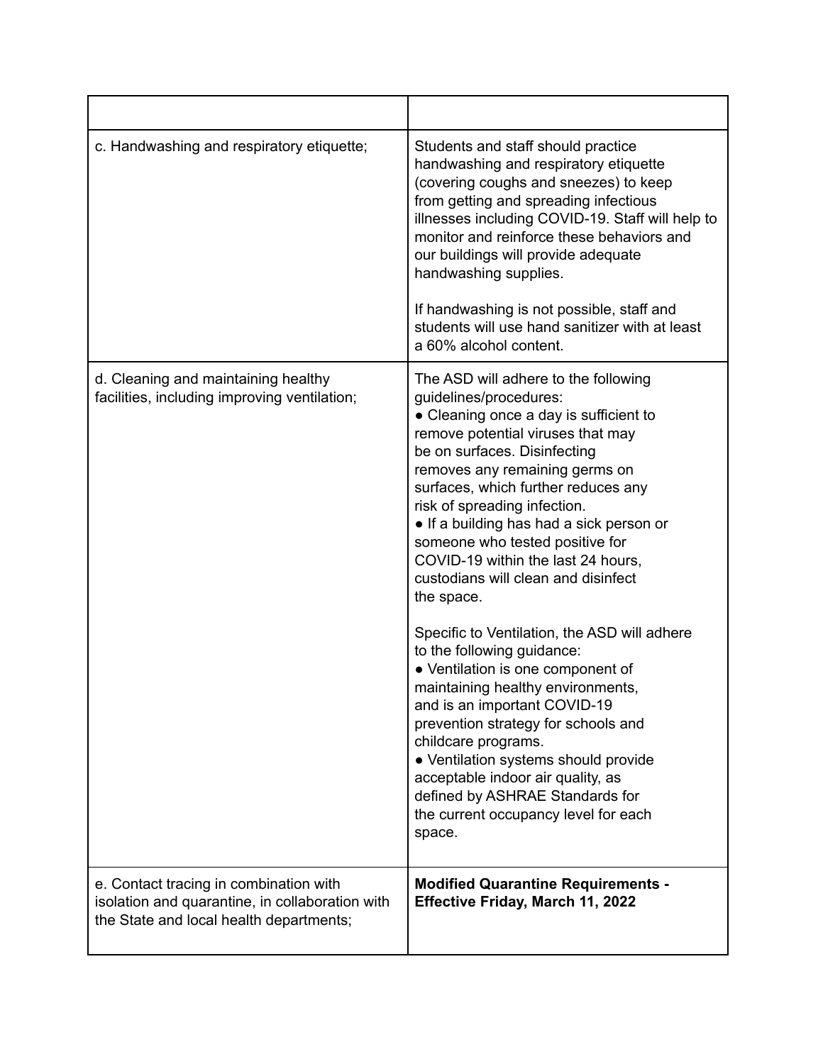| | |
|---|---|
| c. Handwashing and respiratory etiquette; | Students and staff should practice handwashing and respiratory etiquette (covering coughs and sneezes) to keep from getting and spreading infectious illnesses including COVID-19. Staff will help to monitor and reinforce these behaviors and our buildings will provide adequate handwashing supplies.<br><br>If handwashing is not possible, staff and students will use hand sanitizer with at least a 60% alcohol content. |
| d. Cleaning and maintaining healthy facilities, including improving ventilation; | The ASD will adhere to the following guidelines/procedures:<br>● Cleaning once a day is sufficient to remove potential viruses that may be on surfaces. Disinfecting removes any remaining germs on surfaces, which further reduces any risk of spreading infection.<br>● If a building has had a sick person or someone who tested positive for COVID-19 within the last 24 hours, custodians will clean and disinfect the space.<br><br>Specific to Ventilation, the ASD will adhere to the following guidance:<br>● Ventilation is one component of maintaining healthy environments, and is an important COVID-19 prevention strategy for schools and childcare programs.<br>● Ventilation systems should provide acceptable indoor air quality, as defined by ASHRAE Standards for the current occupancy level for each space. |
| e. Contact tracing in combination with isolation and quarantine, in collaboration with the State and local health departments; | **Modified Quarantine Requirements - Effective Friday, March 11, 2022** |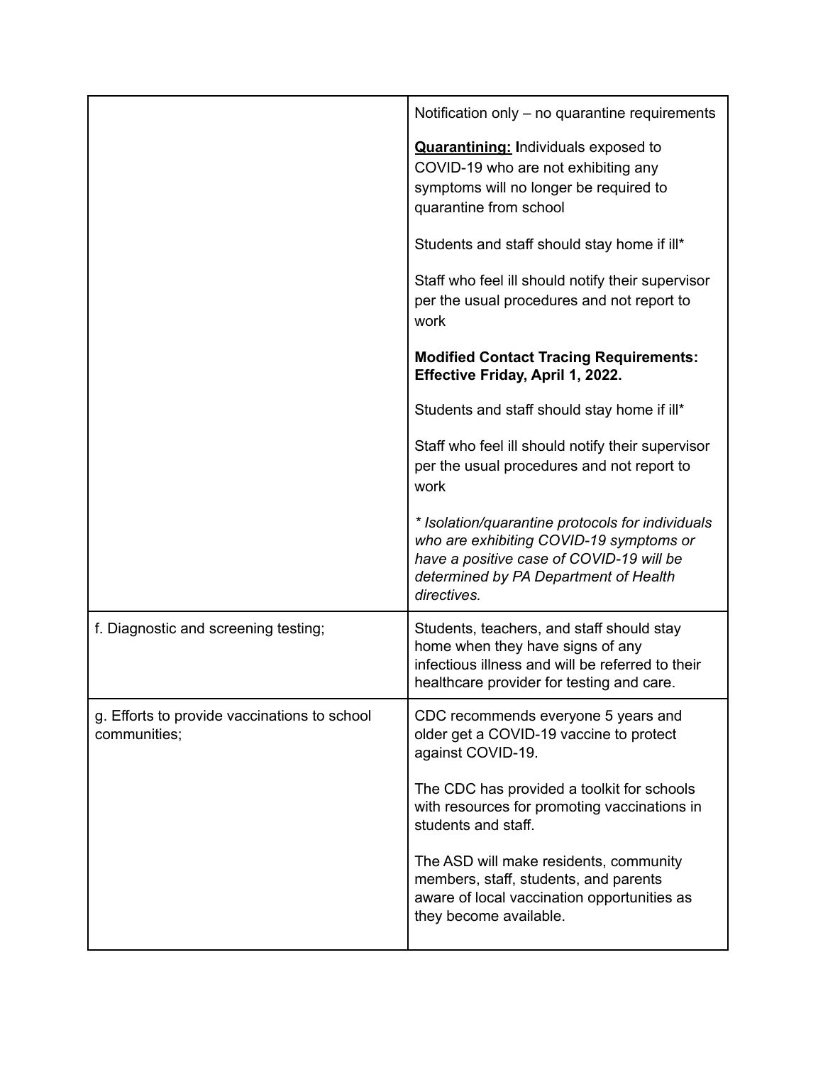| | |
|---|---|
| | Notification only – no quarantine requirements<br><br>**<u>Quarantining:</u> I**ndividuals exposed to COVID-19 who are not exhibiting any symptoms will no longer be required to quarantine from school<br><br>Students and staff should stay home if ill*<br><br>Staff who feel ill should notify their supervisor per the usual procedures and not report to work<br><br>**Modified Contact Tracing Requirements: Effective Friday, April 1, 2022.**<br><br>Students and staff should stay home if ill*<br><br>Staff who feel ill should notify their supervisor per the usual procedures and not report to work<br><br>*\* Isolation/quarantine protocols for individuals who are exhibiting COVID-19 symptoms or have a positive case of COVID-19 will be determined by PA Department of Health directives.* |
| f. Diagnostic and screening testing; | Students, teachers, and staff should stay home when they have signs of any infectious illness and will be referred to their healthcare provider for testing and care. |
| g. Efforts to provide vaccinations to school communities; | CDC recommends everyone 5 years and older get a COVID-19 vaccine to protect against COVID-19.<br><br>The CDC has provided a toolkit for schools with resources for promoting vaccinations in students and staff.<br><br>The ASD will make residents, community members, staff, students, and parents aware of local vaccination opportunities as they become available. |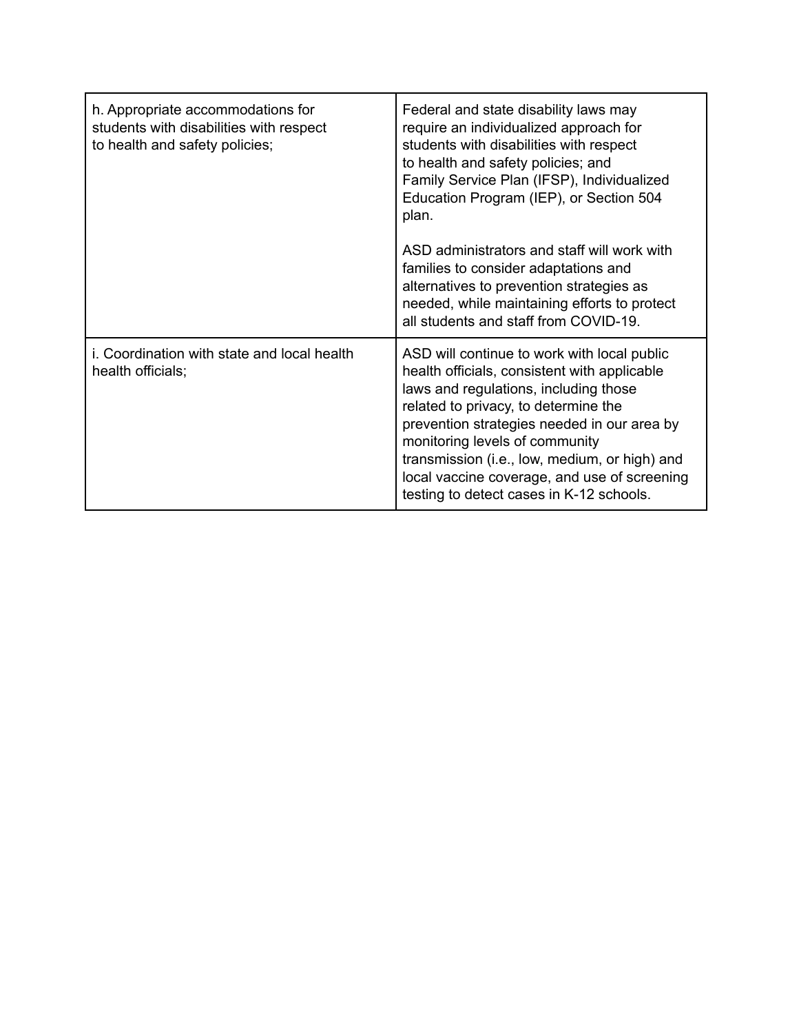| | |
|---|---|
| h. Appropriate accommodations for students with disabilities with respect to health and safety policies; | Federal and state disability laws may require an individualized approach for students with disabilities with respect to health and safety policies; and Family Service Plan (IFSP), Individualized Education Program (IEP), or Section 504 plan.<br><br>ASD administrators and staff will work with families to consider adaptations and alternatives to prevention strategies as needed, while maintaining efforts to protect all students and staff from COVID-19. |
| i. Coordination with state and local health health officials; | ASD will continue to work with local public health officials, consistent with applicable laws and regulations, including those related to privacy, to determine the prevention strategies needed in our area by monitoring levels of community transmission (i.e., low, medium, or high) and local vaccine coverage, and use of screening testing to detect cases in K-12 schools. |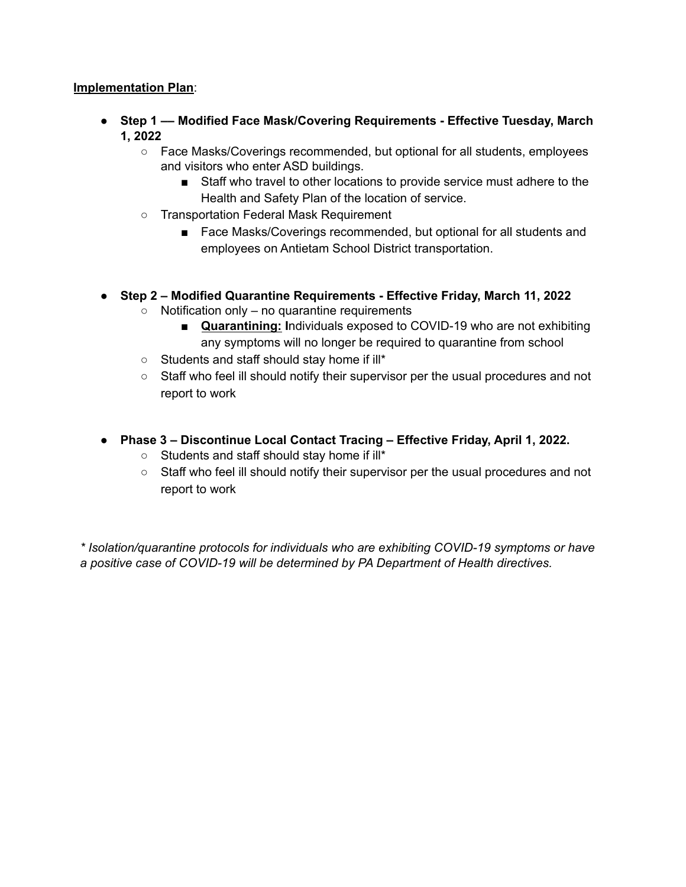**<u>Implementation Plan</u>**:

- **Step 1 — Modified Face Mask/Covering Requirements - Effective Tuesday, March 1, 2022**
    - Face Masks/Coverings recommended, but optional for all students, employees and visitors who enter ASD buildings.
        - Staff who travel to other locations to provide service must adhere to the Health and Safety Plan of the location of service.
    - Transportation Federal Mask Requirement
        - Face Masks/Coverings recommended, but optional for all students and employees on Antietam School District transportation.

- **Step 2 – Modified Quarantine Requirements - Effective Friday, March 11, 2022**
    - Notification only – no quarantine requirements
        - **<u>Quarantining:</u> I**ndividuals exposed to COVID-19 who are not exhibiting any symptoms will no longer be required to quarantine from school
    - Students and staff should stay home if ill*
    - Staff who feel ill should notify their supervisor per the usual procedures and not report to work

- **Phase 3 – Discontinue Local Contact Tracing – Effective Friday, April 1, 2022.**
    - Students and staff should stay home if ill*
    - Staff who feel ill should notify their supervisor per the usual procedures and not report to work

*\* Isolation/quarantine protocols for individuals who are exhibiting COVID-19 symptoms or have a positive case of COVID-19 will be determined by PA Department of Health directives.*